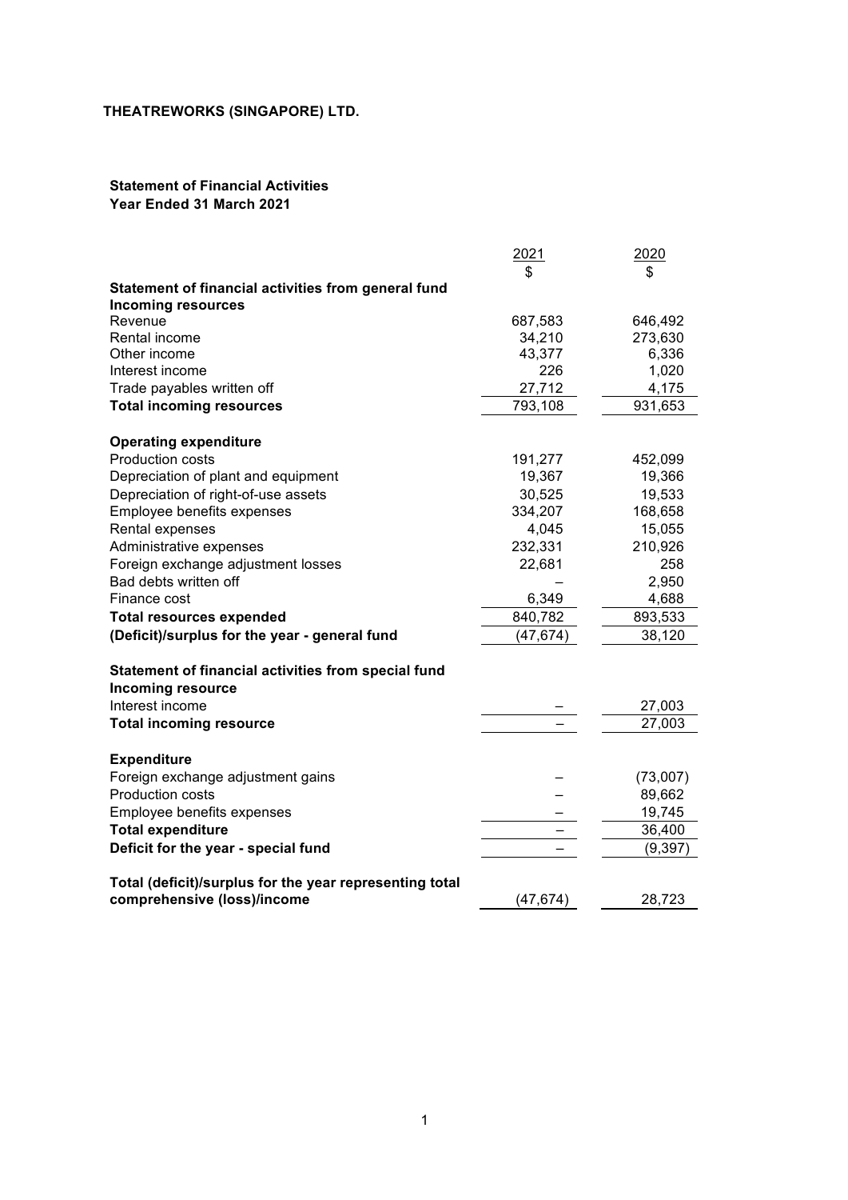**THEATREWORKS (SINGAPORE) LTD.**

**Statement of Financial Activities**
**Year Ended 31 March 2021**

| | 2021 | 2020 |
|---|---|---|
| | $ | $ |
| **Statement of financial activities from general fund** | | |
| **Incoming resources** | | |
| Revenue | 687,583 | 646,492 |
| Rental income | 34,210 | 273,630 |
| Other income | 43,377 | 6,336 |
| Interest income | 226 | 1,020 |
| Trade payables written off | 27,712 | 4,175 |
| **Total incoming resources** | 793,108 | 931,653 |
| | | |
| **Operating expenditure** | | |
| Production costs | 191,277 | 452,099 |
| Depreciation of plant and equipment | 19,367 | 19,366 |
| Depreciation of right-of-use assets | 30,525 | 19,533 |
| Employee benefits expenses | 334,207 | 168,658 |
| Rental expenses | 4,045 | 15,055 |
| Administrative expenses | 232,331 | 210,926 |
| Foreign exchange adjustment losses | 22,681 | 258 |
| Bad debts written off | – | 2,950 |
| Finance cost | 6,349 | 4,688 |
| **Total resources expended** | 840,782 | 893,533 |
| **(Deficit)/surplus for the year - general fund** | (47,674) | 38,120 |
| | | |
| **Statement of financial activities from special fund** | | |
| **Incoming resource** | | |
| Interest income | – | 27,003 |
| **Total incoming resource** | – | 27,003 |
| | | |
| **Expenditure** | | |
| Foreign exchange adjustment gains | – | (73,007) |
| Production costs | – | 89,662 |
| Employee benefits expenses | – | 19,745 |
| **Total expenditure** | – | 36,400 |
| **Deficit for the year - special fund** | – | (9,397) |
| | | |
| **Total (deficit)/surplus for the year representing total comprehensive (loss)/income** | (47,674) | 28,723 |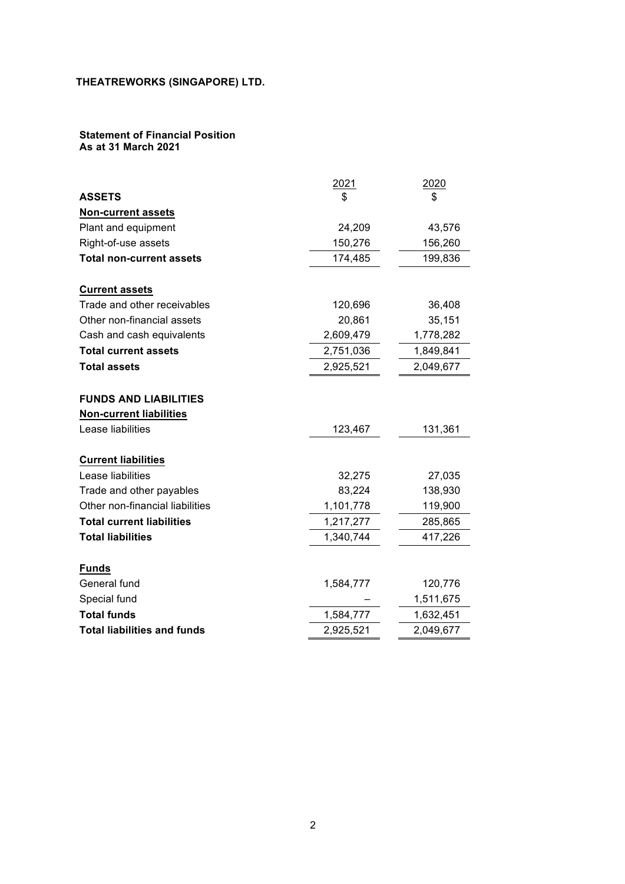# THEATREWORKS (SINGAPORE) LTD.

**Statement of Financial Position**
**As at 31 March 2021**

| | 2021 | 2020 |
|---|---|---|
| **ASSETS** | $ | $ |
| **Non-current assets** | | |
| Plant and equipment | 24,209 | 43,576 |
| Right-of-use assets | 150,276 | 156,260 |
| **Total non-current assets** | 174,485 | 199,836 |
| | | |
| **Current assets** | | |
| Trade and other receivables | 120,696 | 36,408 |
| Other non-financial assets | 20,861 | 35,151 |
| Cash and cash equivalents | 2,609,479 | 1,778,282 |
| **Total current assets** | 2,751,036 | 1,849,841 |
| **Total assets** | 2,925,521 | 2,049,677 |
| | | |
| **FUNDS AND LIABILITIES** | | |
| **Non-current liabilities** | | |
| Lease liabilities | 123,467 | 131,361 |
| | | |
| **Current liabilities** | | |
| Lease liabilities | 32,275 | 27,035 |
| Trade and other payables | 83,224 | 138,930 |
| Other non-financial liabilities | 1,101,778 | 119,900 |
| **Total current liabilities** | 1,217,277 | 285,865 |
| **Total liabilities** | 1,340,744 | 417,226 |
| | | |
| **Funds** | | |
| General fund | 1,584,777 | 120,776 |
| Special fund | – | 1,511,675 |
| **Total funds** | 1,584,777 | 1,632,451 |
| **Total liabilities and funds** | 2,925,521 | 2,049,677 |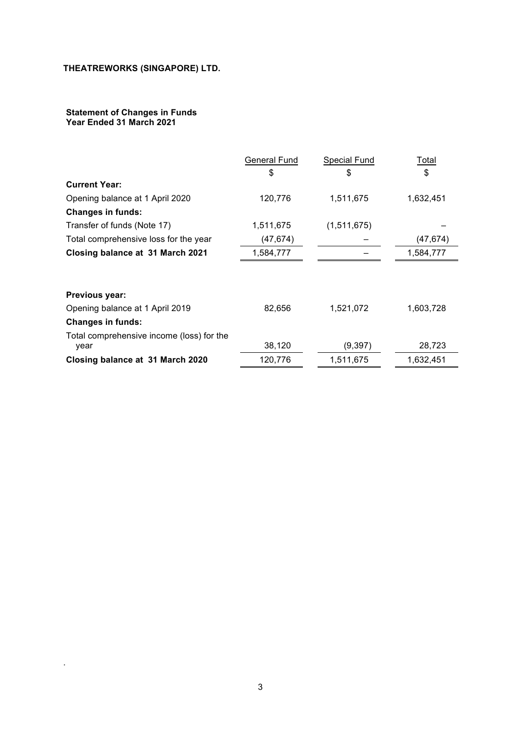**THEATREWORKS (SINGAPORE) LTD.**

**Statement of Changes in Funds**
**Year Ended 31 March 2021**

| | General Fund | Special Fund | Total |
|---|---|---|---|
| | $ | $ | $ |
| **Current Year:** | | | |
| Opening balance at 1 April 2020 | 120,776 | 1,511,675 | 1,632,451 |
| **Changes in funds:** | | | |
| Transfer of funds (Note 17) | 1,511,675 | (1,511,675) | – |
| Total comprehensive loss for the year | (47,674) | – | (47,674) |
| **Closing balance at 31 March 2021** | 1,584,777 | – | 1,584,777 |
| | | | |
| **Previous year:** | | | |
| Opening balance at 1 April 2019 | 82,656 | 1,521,072 | 1,603,728 |
| **Changes in funds:** | | | |
| Total comprehensive income (loss) for the year | 38,120 | (9,397) | 28,723 |
| **Closing balance at 31 March 2020** | 120,776 | 1,511,675 | 1,632,451 |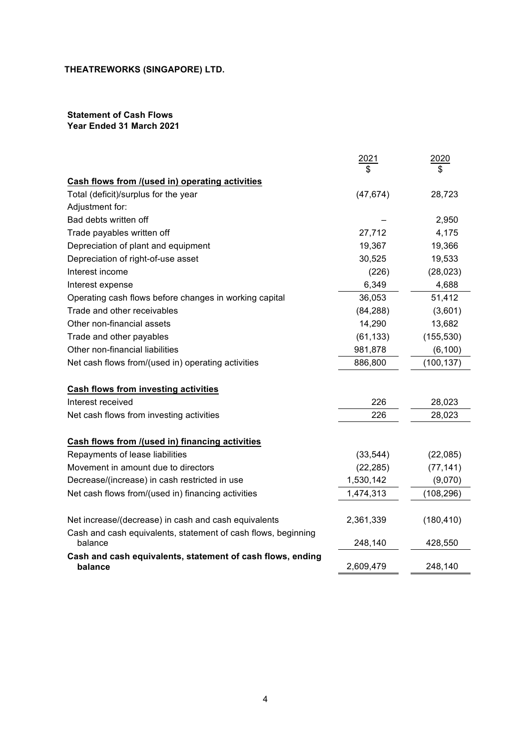**THEATREWORKS (SINGAPORE) LTD.**

**Statement of Cash Flows**
**Year Ended 31 March 2021**

| | 2021<br>$ | 2020<br>$ |
|---|---|---|
| **Cash flows from /(used in) operating activities** | | |
| Total (deficit)/surplus for the year | (47,674) | 28,723 |
| Adjustment for: | | |
| Bad debts written off | – | 2,950 |
| Trade payables written off | 27,712 | 4,175 |
| Depreciation of plant and equipment | 19,367 | 19,366 |
| Depreciation of right-of-use asset | 30,525 | 19,533 |
| Interest income | (226) | (28,023) |
| Interest expense | 6,349 | 4,688 |
| Operating cash flows before changes in working capital | 36,053 | 51,412 |
| Trade and other receivables | (84,288) | (3,601) |
| Other non-financial assets | 14,290 | 13,682 |
| Trade and other payables | (61,133) | (155,530) |
| Other non-financial liabilities | 981,878 | (6,100) |
| Net cash flows from/(used in) operating activities | 886,800 | (100,137) |
| | | |
| **Cash flows from investing activities** | | |
| Interest received | 226 | 28,023 |
| Net cash flows from investing activities | 226 | 28,023 |
| | | |
| **Cash flows from /(used in) financing activities** | | |
| Repayments of lease liabilities | (33,544) | (22,085) |
| Movement in amount due to directors | (22,285) | (77,141) |
| Decrease/(increase) in cash restricted in use | 1,530,142 | (9,070) |
| Net cash flows from/(used in) financing activities | 1,474,313 | (108,296) |
| | | |
| Net increase/(decrease) in cash and cash equivalents | 2,361,339 | (180,410) |
| Cash and cash equivalents, statement of cash flows, beginning balance | 248,140 | 428,550 |
| **Cash and cash equivalents, statement of cash flows, ending balance** | 2,609,479 | 248,140 |